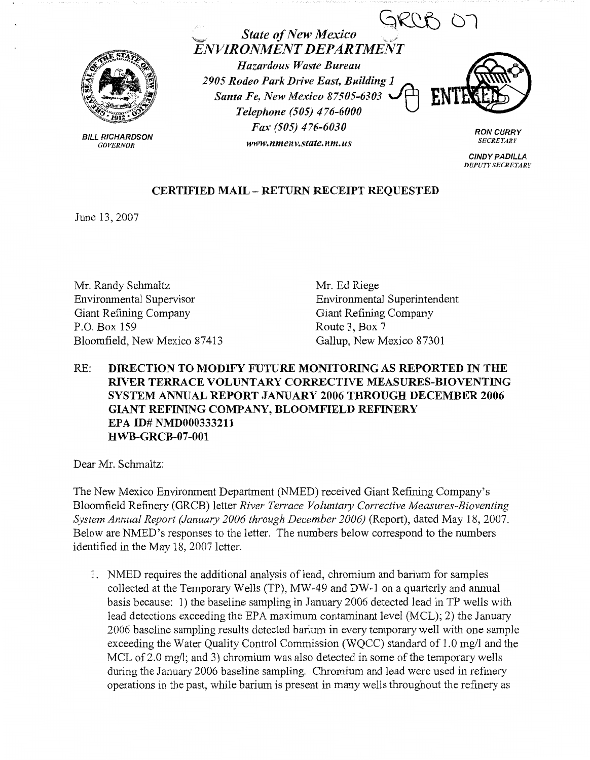GRCB 07

*State of New Mexico*
***ENVIRONMENT DEPARTMENT***

*Hazardous Waste Bureau*
*2905 Rodeo Park Drive East, Building 1*
*Santa Fe, New Mexico 87505-6303*
*Telephone (505) 476-6000*
*Fax (505) 476-6030*
*www.nmenv.state.nm.us*

ENTERED

**BILL RICHARDSON**
*GOVERNOR*

**RON CURRY**
*SECRETARY*

**CINDY PADILLA**
*DEPUTY SECRETARY*

**CERTIFIED MAIL – RETURN RECEIPT REQUESTED**

June 13, 2007

Mr. Randy Schmaltz
Environmental Supervisor
Giant Refining Company
P.O. Box 159
Bloomfield, New Mexico 87413

Mr. Ed Riege
Environmental Superintendent
Giant Refining Company
Route 3, Box 7
Gallup, New Mexico 87301

RE: **DIRECTION TO MODIFY FUTURE MONITORING AS REPORTED IN THE RIVER TERRACE VOLUNTARY CORRECTIVE MEASURES-BIOVENTING SYSTEM ANNUAL REPORT JANUARY 2006 THROUGH DECEMBER 2006 GIANT REFINING COMPANY, BLOOMFIELD REFINERY EPA ID# NMD000333211 HWB-GRCB-07-001**

Dear Mr. Schmaltz:

The New Mexico Environment Department (NMED) received Giant Refining Company's Bloomfield Refinery (GRCB) letter *River Terrace Voluntary Corrective Measures-Bioventing System Annual Report (January 2006 through December 2006)* (Report), dated May 18, 2007. Below are NMED's responses to the letter. The numbers below correspond to the numbers identified in the May 18, 2007 letter.

1. NMED requires the additional analysis of lead, chromium and barium for samples collected at the Temporary Wells (TP), MW-49 and DW-1 on a quarterly and annual basis because: 1) the baseline sampling in January 2006 detected lead in TP wells with lead detections exceeding the EPA maximum contaminant level (MCL); 2) the January 2006 baseline sampling results detected barium in every temporary well with one sample exceeding the Water Quality Control Commission (WQCC) standard of 1.0 mg/l and the MCL of 2.0 mg/l; and 3) chromium was also detected in some of the temporary wells during the January 2006 baseline sampling. Chromium and lead were used in refinery operations in the past, while barium is present in many wells throughout the refinery as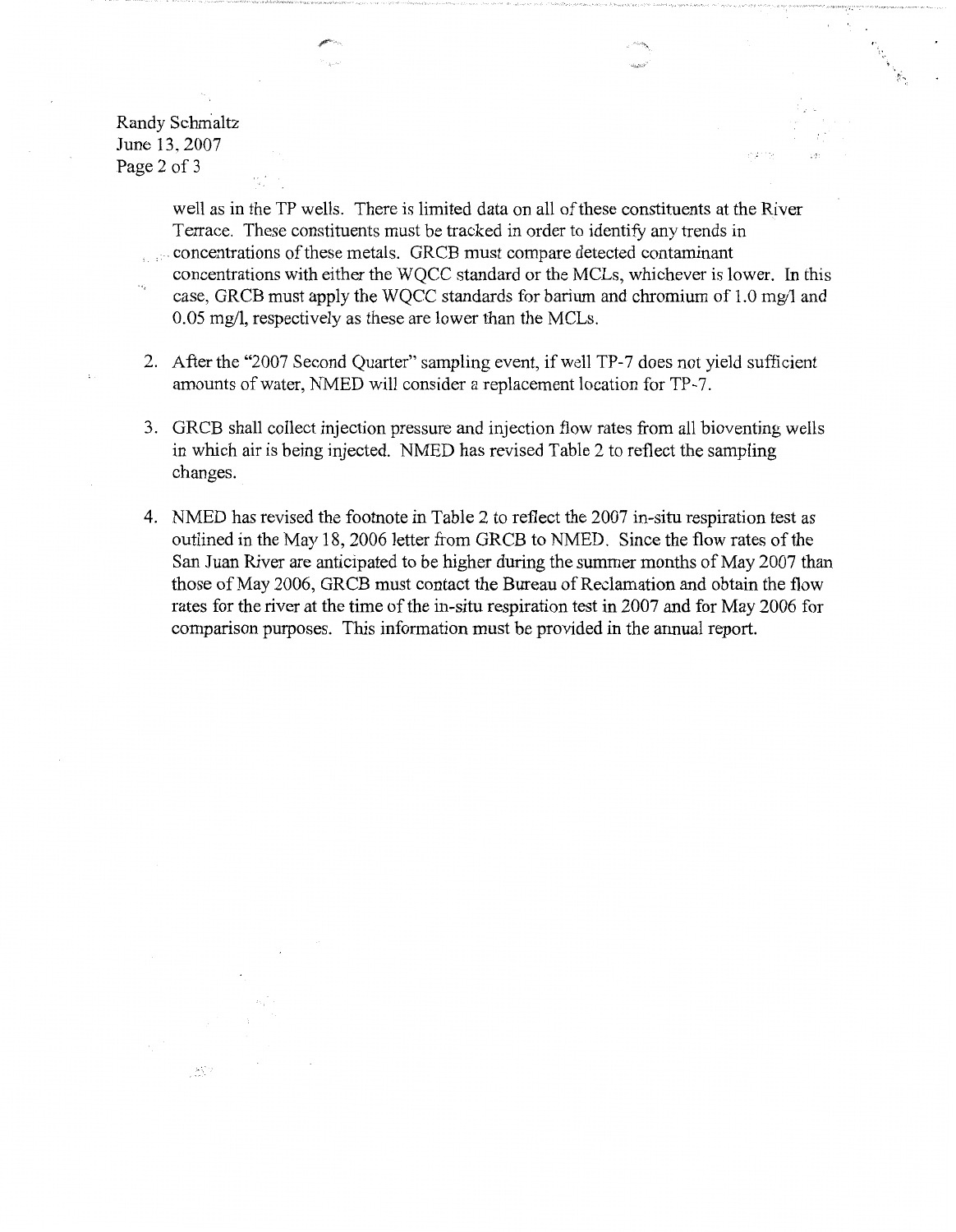well as in the TP wells. There is limited data on all of these constituents at the River Terrace. These constituents must be tracked in order to identify any trends in concentrations of these metals. GRCB must compare detected contaminant concentrations with either the WQCC standard or the MCLs, whichever is lower. In this case, GRCB must apply the WQCC standards for barium and chromium of 1.0 mg/l and 0.05 mg/l, respectively as these are lower than the MCLs.

2. After the "2007 Second Quarter" sampling event, if well TP-7 does not yield sufficient amounts of water, NMED will consider a replacement location for TP-7.

3. GRCB shall collect injection pressure and injection flow rates from all bioventing wells in which air is being injected. NMED has revised Table 2 to reflect the sampling changes.

4. NMED has revised the footnote in Table 2 to reflect the 2007 in-situ respiration test as outlined in the May 18, 2006 letter from GRCB to NMED. Since the flow rates of the San Juan River are anticipated to be higher during the summer months of May 2007 than those of May 2006, GRCB must contact the Bureau of Reclamation and obtain the flow rates for the river at the time of the in-situ respiration test in 2007 and for May 2006 for comparison purposes. This information must be provided in the annual report.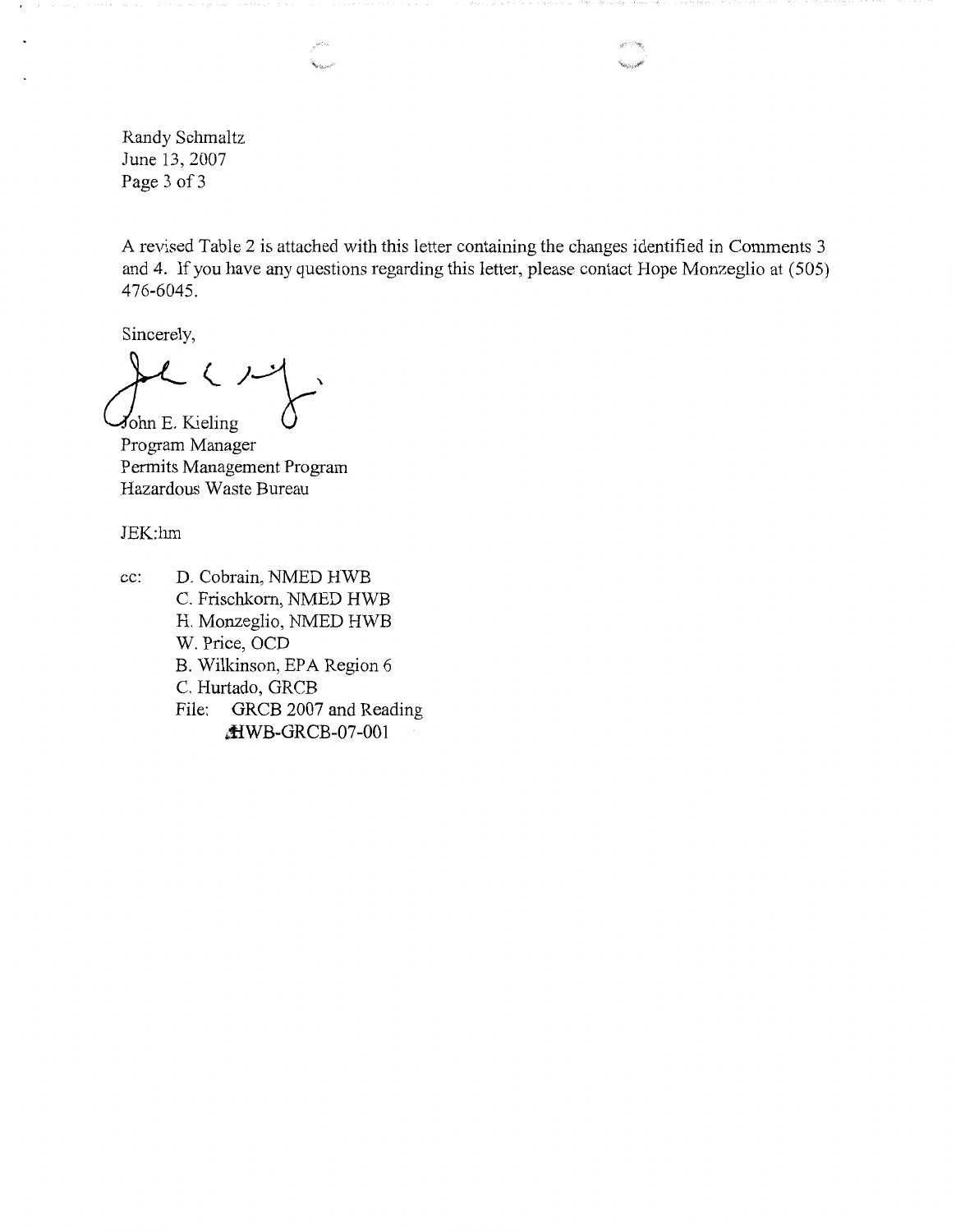Randy Schmaltz
June 13, 2007

A revised Table 2 is attached with this letter containing the changes identified in Comments 3 and 4. If you have any questions regarding this letter, please contact Hope Monzeglio at (505) 476-6045.

Sincerely,

John E. Kieling
Program Manager
Permits Management Program
Hazardous Waste Bureau

JEK:hm

cc: D. Cobrain, NMED HWB
C. Frischkorn, NMED HWB
H. Monzeglio, NMED HWB
W. Price, OCD
B. Wilkinson, EPA Region 6
C. Hurtado, GRCB
File: GRCB 2007 and Reading
HWB-GRCB-07-001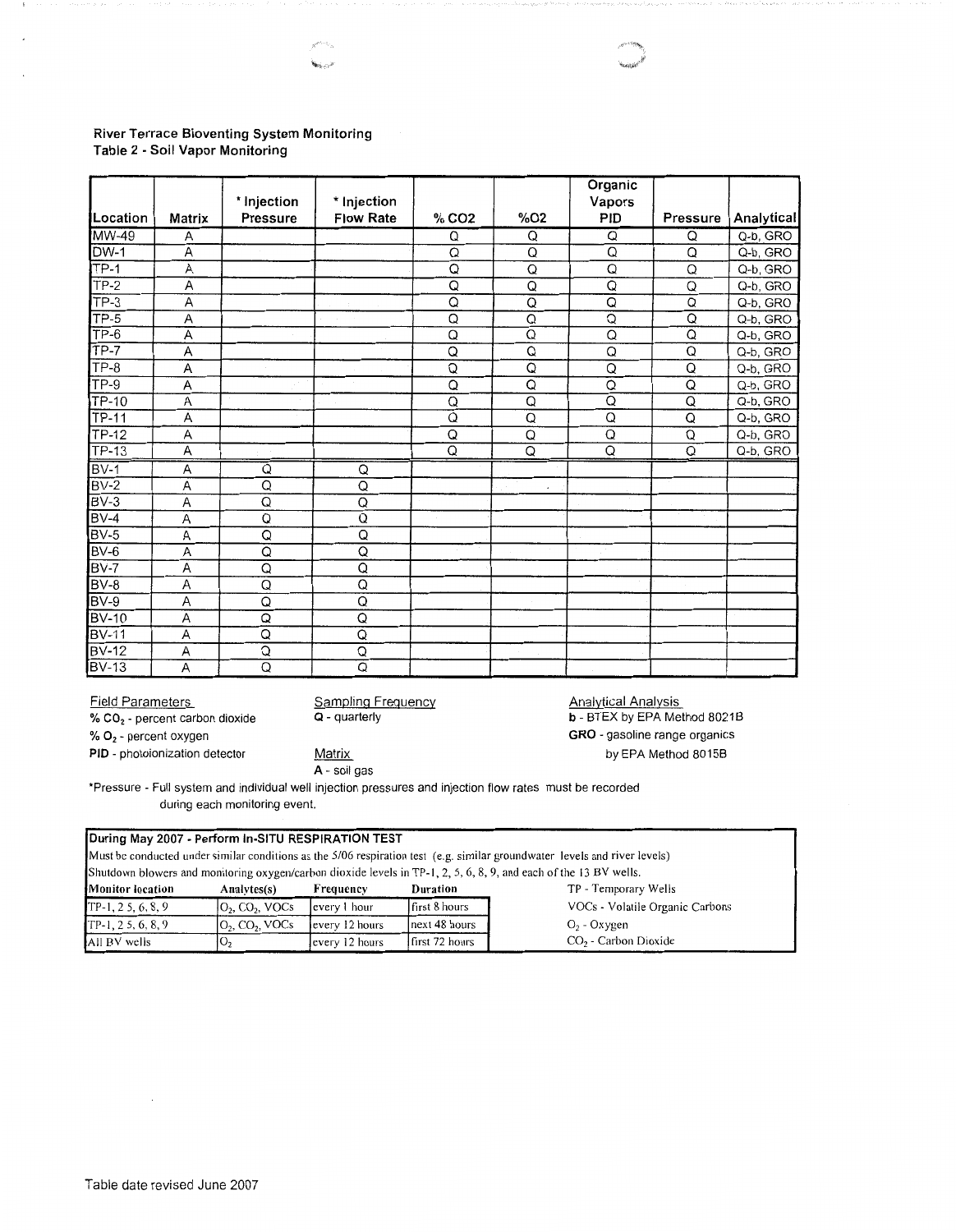**River Terrace Bioventing System Monitoring**
**Table 2 - Soil Vapor Monitoring**

| Location | Matrix | * Injection Pressure | * Injection Flow Rate | % CO2 | %O2 | Organic Vapors PID | Pressure | Analytical |
|---|---|---|---|---|---|---|---|---|
| MW-49 | A | | | Q | Q | Q | Q | Q-b, GRO |
| DW-1 | A | | | Q | Q | Q | Q | Q-b, GRO |
| TP-1 | A | | | Q | Q | Q | Q | Q-b, GRO |
| TP-2 | A | | | Q | Q | Q | Q | Q-b, GRO |
| TP-3 | A | | | Q | Q | Q | Q | Q-b, GRO |
| TP-5 | A | | | Q | Q | Q | Q | Q-b, GRO |
| TP-6 | A | | | Q | Q | Q | Q | Q-b, GRO |
| TP-7 | A | | | Q | Q | Q | Q | Q-b, GRO |
| TP-8 | A | | | Q | Q | Q | Q | Q-b, GRO |
| TP-9 | A | | | Q | Q | Q | Q | Q-b, GRO |
| TP-10 | A | | | Q | Q | Q | Q | Q-b, GRO |
| TP-11 | A | | | Q | Q | Q | Q | Q-b, GRO |
| TP-12 | A | | | Q | Q | Q | Q | Q-b, GRO |
| TP-13 | A | | | Q | Q | Q | Q | Q-b, GRO |
| BV-1 | A | Q | Q | | | | | |
| BV-2 | A | Q | Q | | | | | |
| BV-3 | A | Q | Q | | | | | |
| BV-4 | A | Q | Q | | | | | |
| BV-5 | A | Q | Q | | | | | |
| BV-6 | A | Q | Q | | | | | |
| BV-7 | A | Q | Q | | | | | |
| BV-8 | A | Q | Q | | | | | |
| BV-9 | A | Q | Q | | | | | |
| BV-10 | A | Q | Q | | | | | |
| BV-11 | A | Q | Q | | | | | |
| BV-12 | A | Q | Q | | | | | |
| BV-13 | A | Q | Q | | | | | |

Field Parameters
**% $CO_2$** - percent carbon dioxide
**% $O_2$** - percent oxygen
**PID** - photoionization detector

Sampling Frequency
**Q** - quarterly

Matrix
**A** - soil gas

Analytical Analysis
**b** - BTEX by EPA Method 8021B
**GRO** - gasoline range organics by EPA Method 8015B

*Pressure - Full system and individual well injection pressures and injection flow rates must be recorded during each monitoring event.

**During May 2007 - Perform In-SITU RESPIRATION TEST**

Must be conducted under similar conditions as the 5/06 respiration test (e.g. similar groundwater levels and river levels)
Shutdown blowers and monitoring oxygen/carbon dioxide levels in TP-1, 2, 5, 6, 8, 9, and each of the 13 BV wells.

| Monitor location | Analytes(s) | Frequency | Duration |
|---|---|---|---|
| TP-1, 2 5, 6, 8, 9 | $O_2$, $CO_2$, VOCs | every 1 hour | first 8 hours |
| TP-1, 2 5, 6, 8, 9 | $O_2$, $CO_2$, VOCs | every 12 hours | next 48 hours |
| All BV wells | $O_2$ | every 12 hours | first 72 hours |

TP - Temporary Wells
VOCs - Volatile Organic Carbons
$O_2$ - Oxygen
$CO_2$ - Carbon Dioxide

Table date revised June 2007